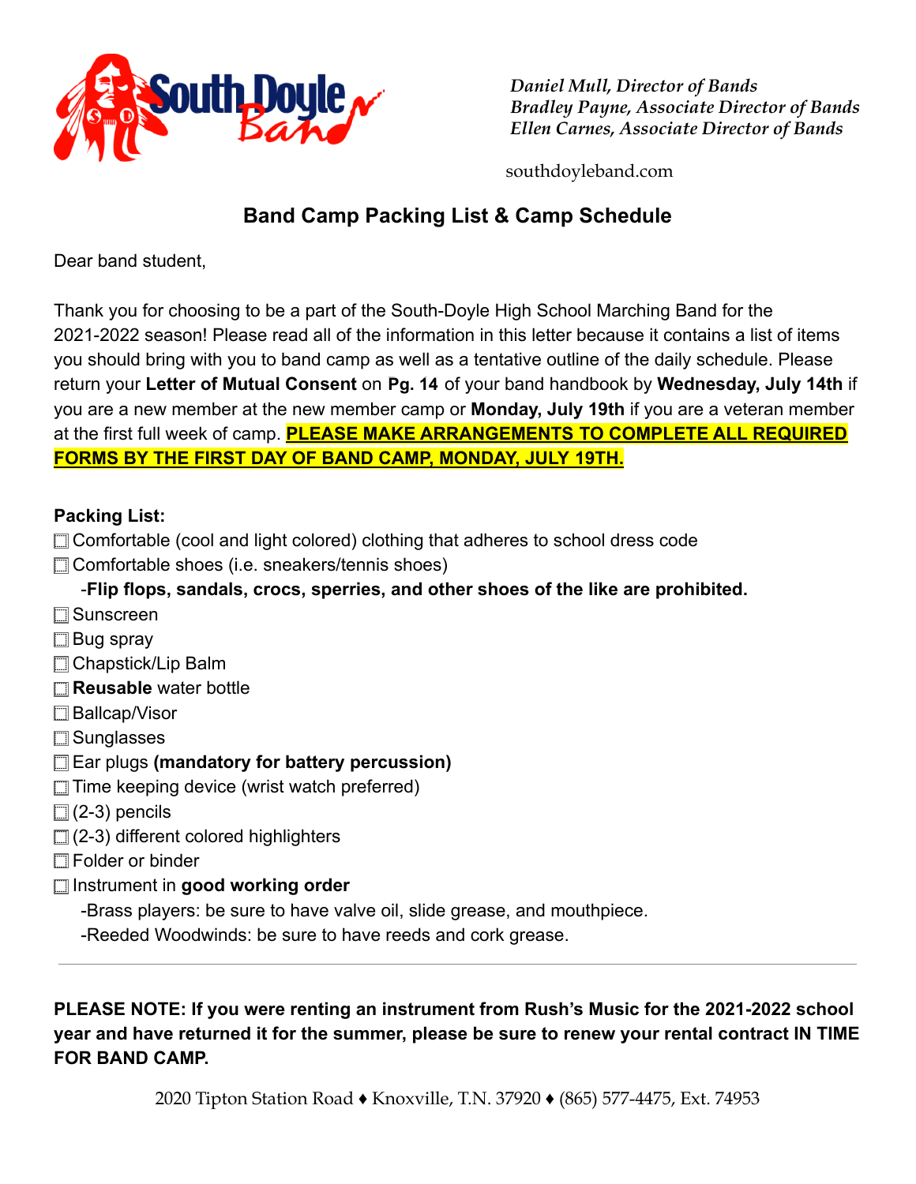*Daniel Mull, Director of Bands*
*Bradley Payne, Associate Director of Bands*
*Ellen Carnes, Associate Director of Bands*

southdoyleband.com

## Band Camp Packing List & Camp Schedule

Dear band student,

Thank you for choosing to be a part of the South-Doyle High School Marching Band for the 2021-2022 season! Please read all of the information in this letter because it contains a list of items you should bring with you to band camp as well as a tentative outline of the daily schedule. Please return your **Letter of Mutual Consent** on **Pg. 14** of your band handbook by **Wednesday, July 14th** if you are a new member at the new member camp or **Monday, July 19th** if you are a veteran member at the first full week of camp. **PLEASE MAKE ARRANGEMENTS TO COMPLETE ALL REQUIRED FORMS BY THE FIRST DAY OF BAND CAMP, MONDAY, JULY 19TH.**

**Packing List:**

- [ ] Comfortable (cool and light colored) clothing that adheres to school dress code
- [ ] Comfortable shoes (i.e. sneakers/tennis shoes)
  - **Flip flops, sandals, crocs, sperries, and other shoes of the like are prohibited.**
- [ ] Sunscreen
- [ ] Bug spray
- [ ] Chapstick/Lip Balm
- [ ] **Reusable** water bottle
- [ ] Ballcap/Visor
- [ ] Sunglasses
- [ ] Ear plugs **(mandatory for battery percussion)**
- [ ] Time keeping device (wrist watch preferred)
- [ ] (2-3) pencils
- [ ] (2-3) different colored highlighters
- [ ] Folder or binder
- [ ] Instrument in **good working order**
  - Brass players: be sure to have valve oil, slide grease, and mouthpiece.
  - Reeded Woodwinds: be sure to have reeds and cork grease.

---

**PLEASE NOTE: If you were renting an instrument from Rush's Music for the 2021-2022 school year and have returned it for the summer, please be sure to renew your rental contract IN TIME FOR BAND CAMP.**

2020 Tipton Station Road ♦ Knoxville, T.N. 37920 ♦ (865) 577-4475, Ext. 74953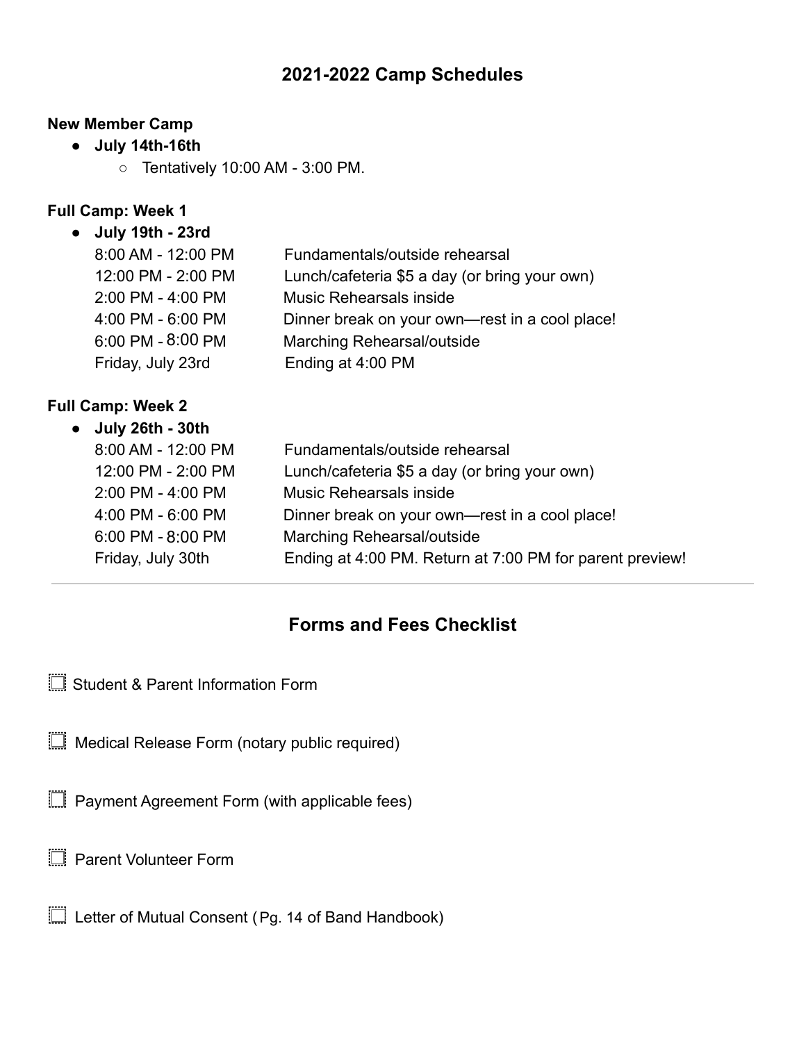## 2021-2022 Camp Schedules

**New Member Camp**

- **July 14th-16th**
  - Tentatively 10:00 AM - 3:00 PM.

**Full Camp: Week 1**

- **July 19th - 23rd**

| | |
|---|---|
| 8:00 AM - 12:00 PM | Fundamentals/outside rehearsal |
| 12:00 PM - 2:00 PM | Lunch/cafeteria $5 a day (or bring your own) |
| 2:00 PM - 4:00 PM | Music Rehearsals inside |
| 4:00 PM - 6:00 PM | Dinner break on your own—rest in a cool place! |
| 6:00 PM - 8:00 PM | Marching Rehearsal/outside |
| Friday, July 23rd | Ending at 4:00 PM |

**Full Camp: Week 2**

- **July 26th - 30th**

| | |
|---|---|
| 8:00 AM - 12:00 PM | Fundamentals/outside rehearsal |
| 12:00 PM - 2:00 PM | Lunch/cafeteria $5 a day (or bring your own) |
| 2:00 PM - 4:00 PM | Music Rehearsals inside |
| 4:00 PM - 6:00 PM | Dinner break on your own—rest in a cool place! |
| 6:00 PM - 8:00 PM | Marching Rehearsal/outside |
| Friday, July 30th | Ending at 4:00 PM. Return at 7:00 PM for parent preview! |

---

## Forms and Fees Checklist

- [ ] Student & Parent Information Form
- [ ] Medical Release Form (notary public required)
- [ ] Payment Agreement Form (with applicable fees)
- [ ] Parent Volunteer Form
- [ ] Letter of Mutual Consent (Pg. 14 of Band Handbook)